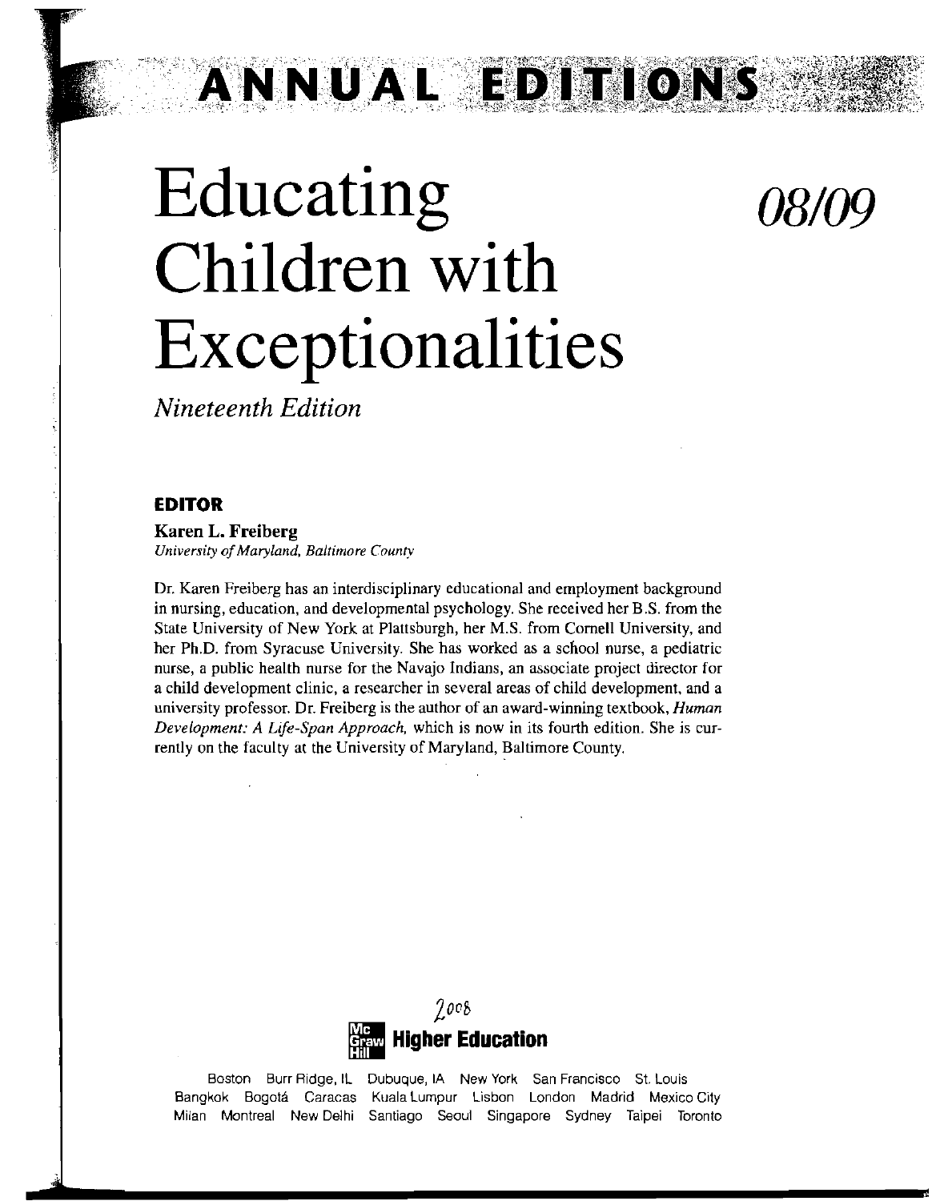# ANNUAL EDITIONS

# Educating Children with Exceptionalities

*08/09*

*Nineteenth Edition*

## EDITOR

**Karen L. Freiberg**
*University of Maryland, Baltimore County*

Dr. Karen Freiberg has an interdisciplinary educational and employment background in nursing, education, and developmental psychology. She received her B.S. from the State University of New York at Plattsburgh, her M.S. from Cornell University, and her Ph.D. from Syracuse University. She has worked as a school nurse, a pediatric nurse, a public health nurse for the Navajo Indians, an associate project director for a child development clinic, a researcher in several areas of child development, and a university professor. Dr. Freiberg is the author of an award-winning textbook, *Human Development: A Life-Span Approach,* which is now in its fourth edition. She is currently on the faculty at the University of Maryland, Baltimore County.

2008

**McGraw Hill Higher Education**

Boston Burr Ridge, IL Dubuque, IA New York San Francisco St. Louis
Bangkok Bogotá Caracas Kuala Lumpur Lisbon London Madrid Mexico City
Milan Montreal New Delhi Santiago Seoul Singapore Sydney Taipei Toronto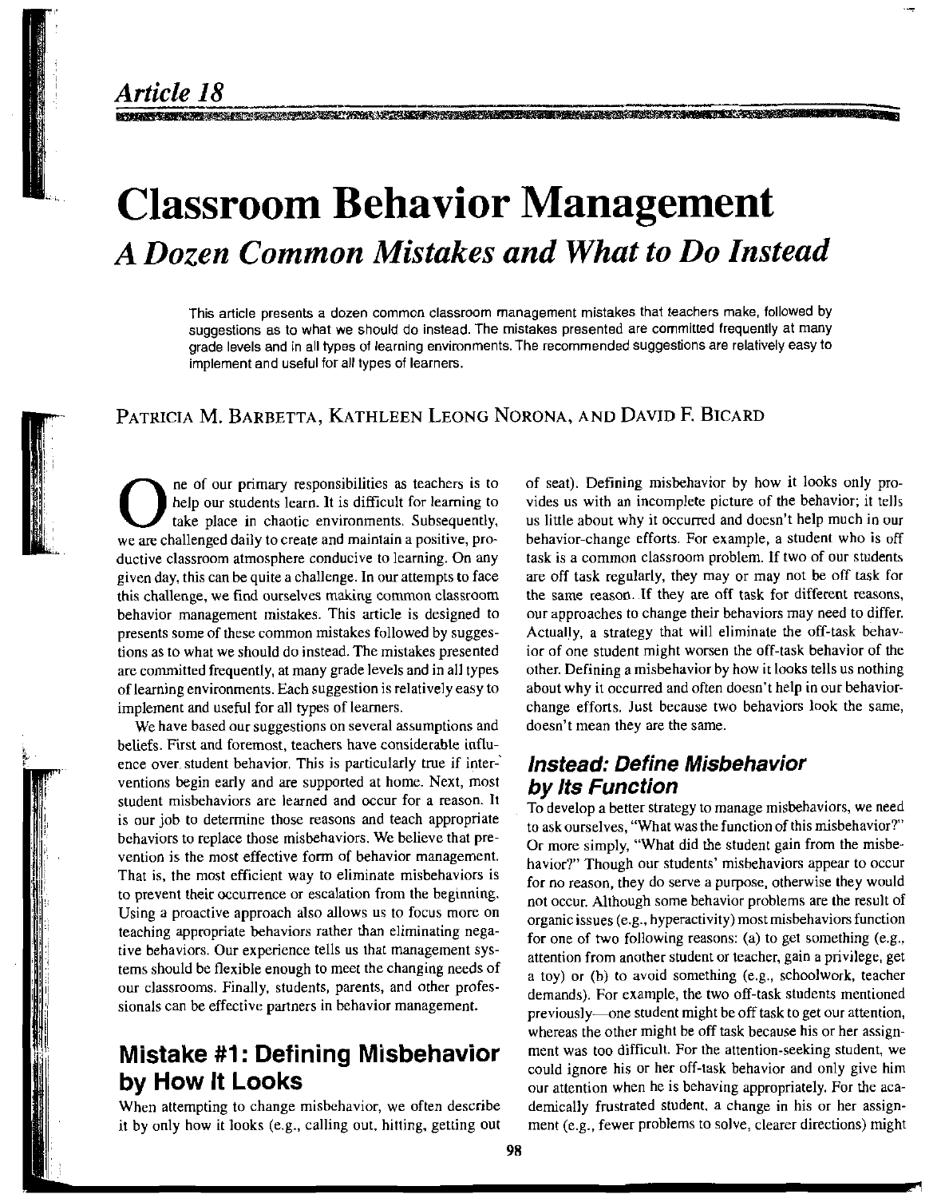*Article 18*

# Classroom Behavior Management

## *A Dozen Common Mistakes and What to Do Instead*

This article presents a dozen common classroom management mistakes that teachers make, followed by suggestions as to what we should do instead. The mistakes presented are committed frequently at many grade levels and in all types of learning environments. The recommended suggestions are relatively easy to implement and useful for all types of learners.

PATRICIA M. BARBETTA, KATHLEEN LEONG NORONA, AND DAVID F. BICARD

One of our primary responsibilities as teachers is to help our students learn. It is difficult for learning to take place in chaotic environments. Subsequently, we are challenged daily to create and maintain a positive, productive classroom atmosphere conducive to learning. On any given day, this can be quite a challenge. In our attempts to face this challenge, we find ourselves making common classroom behavior management mistakes. This article is designed to presents some of these common mistakes followed by suggestions as to what we should do instead. The mistakes presented are committed frequently, at many grade levels and in all types of learning environments. Each suggestion is relatively easy to implement and useful for all types of learners.

We have based our suggestions on several assumptions and beliefs. First and foremost, teachers have considerable influence over student behavior. This is particularly true if interventions begin early and are supported at home. Next, most student misbehaviors are learned and occur for a reason. It is our job to determine those reasons and teach appropriate behaviors to replace those misbehaviors. We believe that prevention is the most effective form of behavior management. That is, the most efficient way to eliminate misbehaviors is to prevent their occurrence or escalation from the beginning. Using a proactive approach also allows us to focus more on teaching appropriate behaviors rather than eliminating negative behaviors. Our experience tells us that management systems should be flexible enough to meet the changing needs of our classrooms. Finally, students, parents, and other professionals can be effective partners in behavior management.

## Mistake #1: Defining Misbehavior by How It Looks

When attempting to change misbehavior, we often describe it by only how it looks (e.g., calling out, hitting, getting out of seat). Defining misbehavior by how it looks only provides us with an incomplete picture of the behavior; it tells us little about why it occurred and doesn't help much in our behavior-change efforts. For example, a student who is off task is a common classroom problem. If two of our students are off task regularly, they may or may not be off task for the same reason. If they are off task for different reasons, our approaches to change their behaviors may need to differ. Actually, a strategy that will eliminate the off-task behavior of one student might worsen the off-task behavior of the other. Defining a misbehavior by how it looks tells us nothing about why it occurred and often doesn't help in our behavior-change efforts. Just because two behaviors look the same, doesn't mean they are the same.

### *Instead: Define Misbehavior by Its Function*

To develop a better strategy to manage misbehaviors, we need to ask ourselves, "What was the function of this misbehavior?" Or more simply, "What did the student gain from the misbehavior?" Though our students' misbehaviors appear to occur for no reason, they do serve a purpose, otherwise they would not occur. Although some behavior problems are the result of organic issues (e.g., hyperactivity) most misbehaviors function for one of two following reasons: (a) to get something (e.g., attention from another student or teacher, gain a privilege, get a toy) or (b) to avoid something (e.g., schoolwork, teacher demands). For example, the two off-task students mentioned previously—one student might be off task to get our attention, whereas the other might be off task because his or her assignment was too difficult. For the attention-seeking student, we could ignore his or her off-task behavior and only give him our attention when he is behaving appropriately. For the academically frustrated student, a change in his or her assignment (e.g., fewer problems to solve, clearer directions) might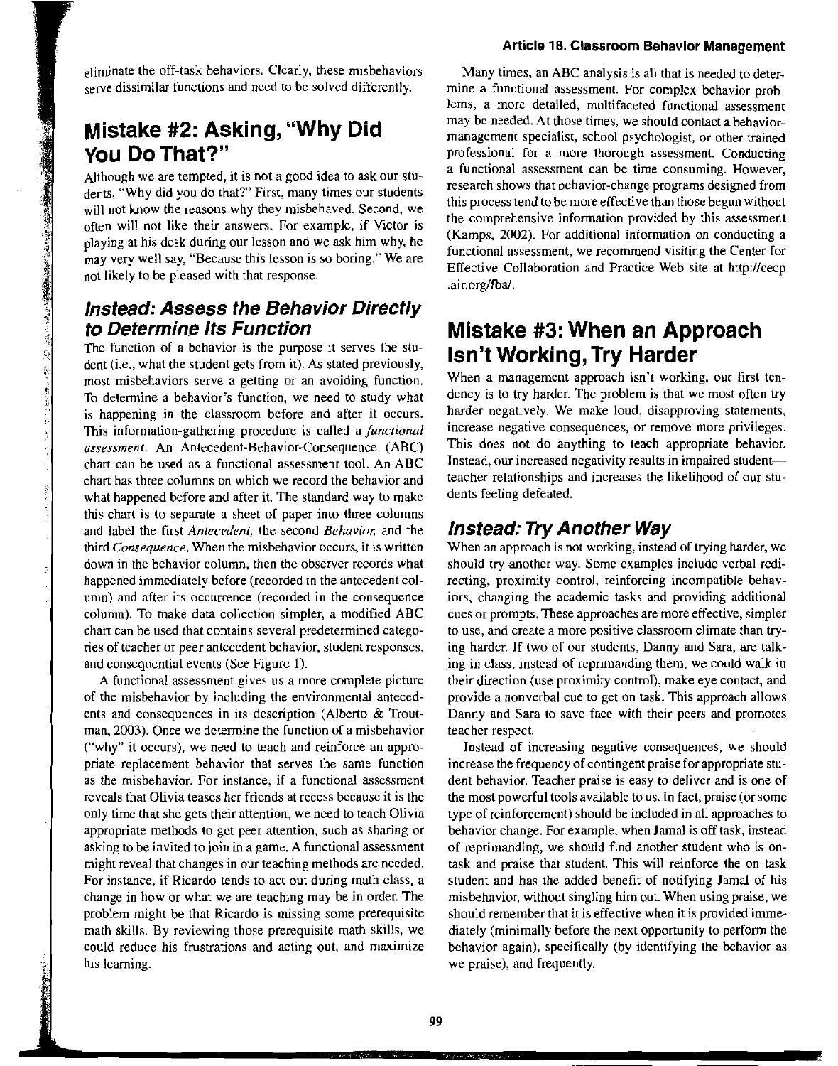eliminate the off-task behaviors. Clearly, these misbehaviors serve dissimilar functions and need to be solved differently.

## Mistake #2: Asking, "Why Did You Do That?"

Although we are tempted, it is not a good idea to ask our students, "Why did you do that?" First, many times our students will not know the reasons why they misbehaved. Second, we often will not like their answers. For example, if Victor is playing at his desk during our lesson and we ask him why, he may very well say, "Because this lesson is so boring." We are not likely to be pleased with that response.

### *Instead: Assess the Behavior Directly to Determine Its Function*

The function of a behavior is the purpose it serves the student (i.e., what the student gets from it). As stated previously, most misbehaviors serve a getting or an avoiding function. To determine a behavior's function, we need to study what is happening in the classroom before and after it occurs. This information-gathering procedure is called a *functional assessment*. An Antecedent-Behavior-Consequence (ABC) chart can be used as a functional assessment tool. An ABC chart has three columns on which we record the behavior and what happened before and after it. The standard way to make this chart is to separate a sheet of paper into three columns and label the first *Antecedent*, the second *Behavior*, and the third *Consequence*. When the misbehavior occurs, it is written down in the behavior column, then the observer records what happened immediately before (recorded in the antecedent column) and after its occurrence (recorded in the consequence column). To make data collection simpler, a modified ABC chart can be used that contains several predetermined categories of teacher or peer antecedent behavior, student responses, and consequential events (See Figure 1).

A functional assessment gives us a more complete picture of the misbehavior by including the environmental antecedents and consequences in its description (Alberto & Troutman, 2003). Once we determine the function of a misbehavior ("why" it occurs), we need to teach and reinforce an appropriate replacement behavior that serves the same function as the misbehavior. For instance, if a functional assessment reveals that Olivia teases her friends at recess because it is the only time that she gets their attention, we need to teach Olivia appropriate methods to get peer attention, such as sharing or asking to be invited to join in a game. A functional assessment might reveal that changes in our teaching methods are needed. For instance, if Ricardo tends to act out during math class, a change in how or what we are teaching may be in order. The problem might be that Ricardo is missing some prerequisite math skills. By reviewing those prerequisite math skills, we could reduce his frustrations and acting out, and maximize his learning.

Many times, an ABC analysis is all that is needed to determine a functional assessment. For complex behavior problems, a more detailed, multifaceted functional assessment may be needed. At those times, we should contact a behavior-management specialist, school psychologist, or other trained professional for a more thorough assessment. Conducting a functional assessment can be time consuming. However, research shows that behavior-change programs designed from this process tend to be more effective than those begun without the comprehensive information provided by this assessment (Kamps, 2002). For additional information on conducting a functional assessment, we recommend visiting the Center for Effective Collaboration and Practice Web site at http://cecp.air.org/fba/.

## Mistake #3: When an Approach Isn't Working, Try Harder

When a management approach isn't working, our first tendency is to try harder. The problem is that we most often try harder negatively. We make loud, disapproving statements, increase negative consequences, or remove more privileges. This does not do anything to teach appropriate behavior. Instead, our increased negativity results in impaired student—teacher relationships and increases the likelihood of our students feeling defeated.

### *Instead: Try Another Way*

When an approach is not working, instead of trying harder, we should try another way. Some examples include verbal redirecting, proximity control, reinforcing incompatible behaviors, changing the academic tasks and providing additional cues or prompts. These approaches are more effective, simpler to use, and create a more positive classroom climate than trying harder. If two of our students, Danny and Sara, are talking in class, instead of reprimanding them, we could walk in their direction (use proximity control), make eye contact, and provide a nonverbal cue to get on task. This approach allows Danny and Sara to save face with their peers and promotes teacher respect.

Instead of increasing negative consequences, we should increase the frequency of contingent praise for appropriate student behavior. Teacher praise is easy to deliver and is one of the most powerful tools available to us. In fact, praise (or some type of reinforcement) should be included in all approaches to behavior change. For example, when Jamal is off task, instead of reprimanding, we should find another student who is on-task and praise that student. This will reinforce the on task student and has the added benefit of notifying Jamal of his misbehavior, without singling him out. When using praise, we should remember that it is effective when it is provided immediately (minimally before the next opportunity to perform the behavior again), specifically (by identifying the behavior as we praise), and frequently.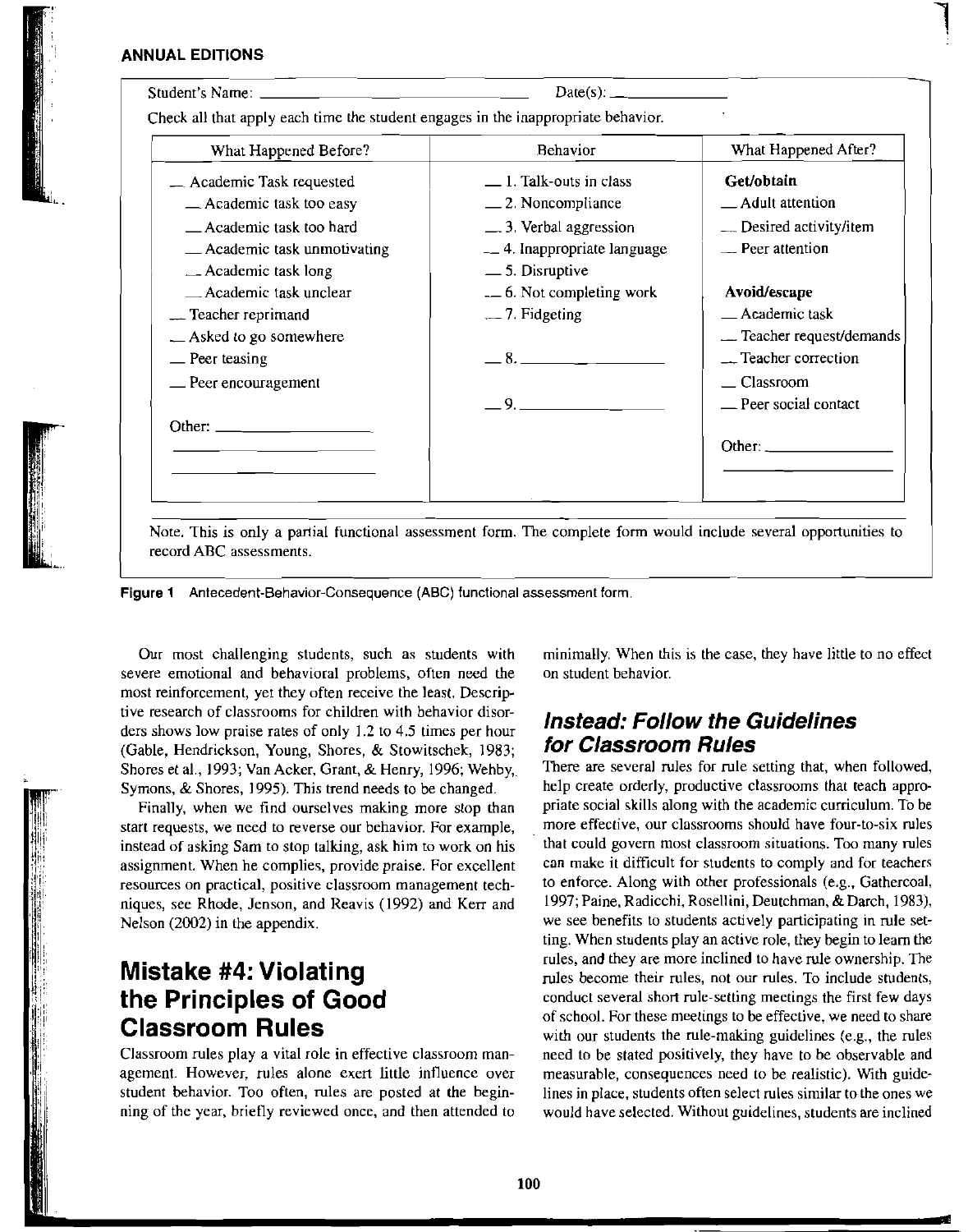Student's Name: ______________________________ Date(s): ______________

Check all that apply each time the student engages in the inappropriate behavior.

| What Happened Before? | Behavior | What Happened After? |
|---|---|---|
| __ Academic Task requested | __ 1. Talk-outs in class | **Get/obtain** |
| __ Academic task too easy | __ 2. Noncompliance | __ Adult attention |
| __ Academic task too hard | __ 3. Verbal aggression | __ Desired activity/item |
| __ Academic task unmotivating | __ 4. Inappropriate language | __ Peer attention |
| __ Academic task long | __ 5. Disruptive | |
| __ Academic task unclear | __ 6. Not completing work | **Avoid/escape** |
| __ Teacher reprimand | __ 7. Fidgeting | __ Academic task |
| __ Asked to go somewhere | | __ Teacher request/demands |
| __ Peer teasing | __ 8. ______________ | __ Teacher correction |
| __ Peer encouragement | | __ Classroom |
| | __ 9. ______________ | __ Peer social contact |
| Other: ______________ | | |
| ______________ | | Other: ______________ |
| ______________ | | ______________ |

Note. This is only a partial functional assessment form. The complete form would include several opportunities to record ABC assessments.

**Figure 1** Antecedent-Behavior-Consequence (ABC) functional assessment form.

Our most challenging students, such as students with severe emotional and behavioral problems, often need the most reinforcement, yet they often receive the least. Descriptive research of classrooms for children with behavior disorders shows low praise rates of only 1.2 to 4.5 times per hour (Gable, Hendrickson, Young, Shores, & Stowitschek, 1983; Shores et al., 1993; Van Acker, Grant, & Henry, 1996; Wehby, Symons, & Shores, 1995). This trend needs to be changed.

Finally, when we find ourselves making more stop than start requests, we need to reverse our behavior. For example, instead of asking Sam to stop talking, ask him to work on his assignment. When he complies, provide praise. For excellent resources on practical, positive classroom management techniques, see Rhode, Jenson, and Reavis (1992) and Kerr and Nelson (2002) in the appendix.

## Mistake #4: Violating the Principles of Good Classroom Rules

Classroom rules play a vital role in effective classroom management. However, rules alone exert little influence over student behavior. Too often, rules are posted at the beginning of the year, briefly reviewed once, and then attended to minimally. When this is the case, they have little to no effect on student behavior.

### *Instead: Follow the Guidelines for Classroom Rules*

There are several rules for rule setting that, when followed, help create orderly, productive classrooms that teach appropriate social skills along with the academic curriculum. To be more effective, our classrooms should have four-to-six rules that could govern most classroom situations. Too many rules can make it difficult for students to comply and for teachers to enforce. Along with other professionals (e.g., Gathercoal, 1997; Paine, Radicchi, Rosellini, Deutchman, & Darch, 1983), we see benefits to students actively participating in rule setting. When students play an active role, they begin to learn the rules, and they are more inclined to have rule ownership. The rules become their rules, not our rules. To include students, conduct several short rule-setting meetings the first few days of school. For these meetings to be effective, we need to share with our students the rule-making guidelines (e.g., the rules need to be stated positively, they have to be observable and measurable, consequences need to be realistic). With guidelines in place, students often select rules similar to the ones we would have selected. Without guidelines, students are inclined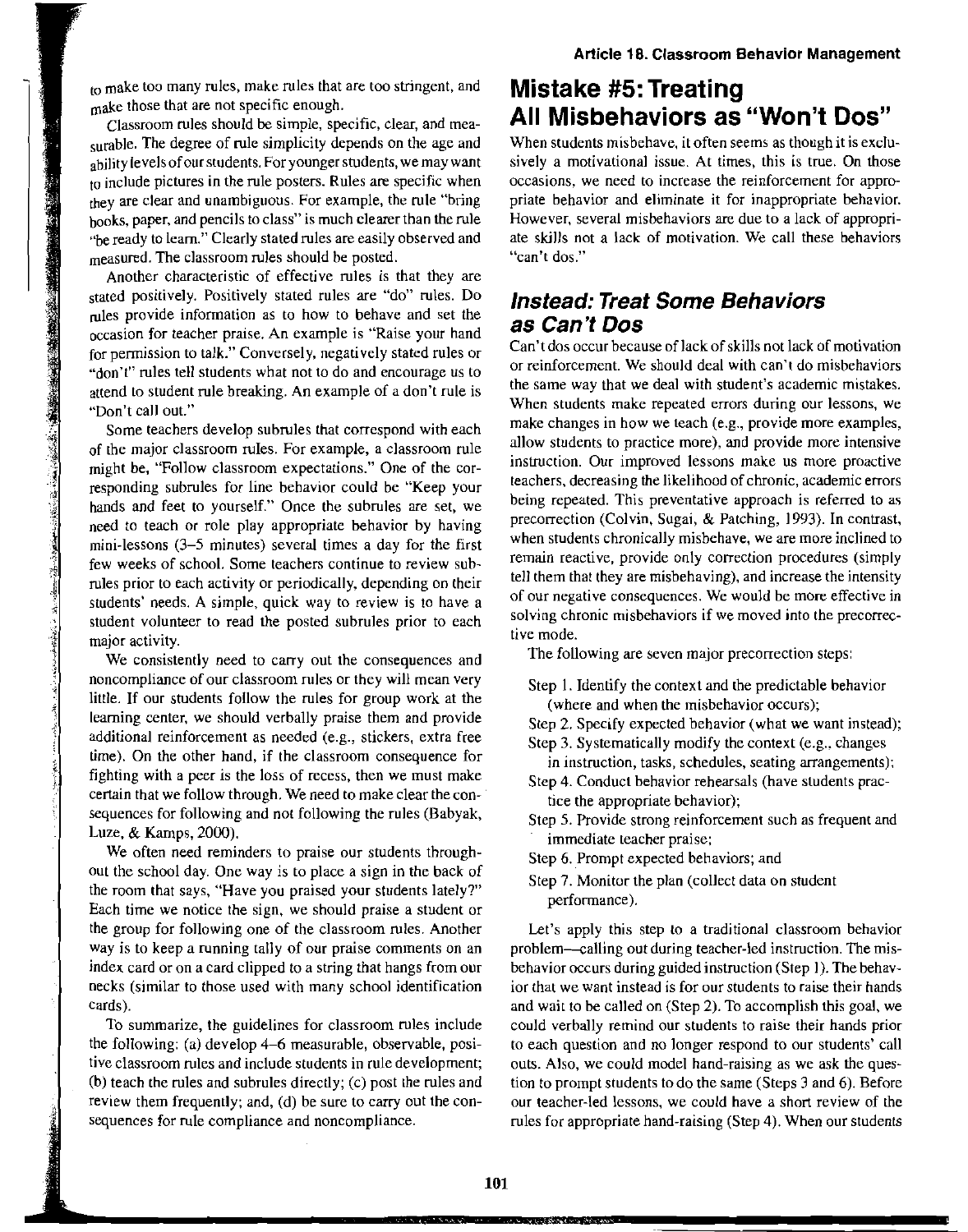to make too many rules, make rules that are too stringent, and make those that are not specific enough.

Classroom rules should be simple, specific, clear, and measurable. The degree of rule simplicity depends on the age and ability levels of our students. For younger students, we may want to include pictures in the rule posters. Rules are specific when they are clear and unambiguous. For example, the rule "bring books, paper, and pencils to class" is much clearer than the rule "be ready to learn." Clearly stated rules are easily observed and measured. The classroom rules should be posted.

Another characteristic of effective rules is that they are stated positively. Positively stated rules are "do" rules. Do rules provide information as to how to behave and set the occasion for teacher praise. An example is "Raise your hand for permission to talk." Conversely, negatively stated rules or "don't" rules tell students what not to do and encourage us to attend to student rule breaking. An example of a don't rule is "Don't call out."

Some teachers develop subrules that correspond with each of the major classroom rules. For example, a classroom rule might be, "Follow classroom expectations." One of the corresponding subrules for line behavior could be "Keep your hands and feet to yourself." Once the subrules are set, we need to teach or role play appropriate behavior by having mini-lessons (3–5 minutes) several times a day for the first few weeks of school. Some teachers continue to review subrules prior to each activity or periodically, depending on their students' needs. A simple, quick way to review is to have a student volunteer to read the posted subrules prior to each major activity.

We consistently need to carry out the consequences and noncompliance of our classroom rules or they will mean very little. If our students follow the rules for group work at the learning center, we should verbally praise them and provide additional reinforcement as needed (e.g., stickers, extra free time). On the other hand, if the classroom consequence for fighting with a peer is the loss of recess, then we must make certain that we follow through. We need to make clear the consequences for following and not following the rules (Babyak, Luze, & Kamps, 2000).

We often need reminders to praise our students throughout the school day. One way is to place a sign in the back of the room that says, "Have you praised your students lately?" Each time we notice the sign, we should praise a student or the group for following one of the classroom rules. Another way is to keep a running tally of our praise comments on an index card or on a card clipped to a string that hangs from our necks (similar to those used with many school identification cards).

To summarize, the guidelines for classroom rules include the following: (a) develop 4–6 measurable, observable, positive classroom rules and include students in rule development; (b) teach the rules and subrules directly; (c) post the rules and review them frequently; and, (d) be sure to carry out the consequences for rule compliance and noncompliance.

## Mistake #5: Treating All Misbehaviors as "Won't Dos"

When students misbehave, it often seems as though it is exclusively a motivational issue. At times, this is true. On those occasions, we need to increase the reinforcement for appropriate behavior and eliminate it for inappropriate behavior. However, several misbehaviors are due to a lack of appropriate skills not a lack of motivation. We call these behaviors "can't dos."

### *Instead: Treat Some Behaviors as Can't Dos*

Can't dos occur because of lack of skills not lack of motivation or reinforcement. We should deal with can't do misbehaviors the same way that we deal with student's academic mistakes. When students make repeated errors during our lessons, we make changes in how we teach (e.g., provide more examples, allow students to practice more), and provide more intensive instruction. Our improved lessons make us more proactive teachers, decreasing the likelihood of chronic, academic errors being repeated. This preventative approach is referred to as precorrection (Colvin, Sugai, & Patching, 1993). In contrast, when students chronically misbehave, we are more inclined to remain reactive, provide only correction procedures (simply tell them that they are misbehaving), and increase the intensity of our negative consequences. We would be more effective in solving chronic misbehaviors if we moved into the precorrective mode.

The following are seven major precorrection steps:

- Step 1. Identify the context and the predictable behavior (where and when the misbehavior occurs);
- Step 2. Specify expected behavior (what we want instead);
- Step 3. Systematically modify the context (e.g., changes in instruction, tasks, schedules, seating arrangements);
- Step 4. Conduct behavior rehearsals (have students practice the appropriate behavior);
- Step 5. Provide strong reinforcement such as frequent and immediate teacher praise;
- Step 6. Prompt expected behaviors; and
- Step 7. Monitor the plan (collect data on student performance).

Let's apply this step to a traditional classroom behavior problem—calling out during teacher-led instruction. The misbehavior occurs during guided instruction (Step 1). The behavior that we want instead is for our students to raise their hands and wait to be called on (Step 2). To accomplish this goal, we could verbally remind our students to raise their hands prior to each question and no longer respond to our students' call outs. Also, we could model hand-raising as we ask the question to prompt students to do the same (Steps 3 and 6). Before our teacher-led lessons, we could have a short review of the rules for appropriate hand-raising (Step 4). When our students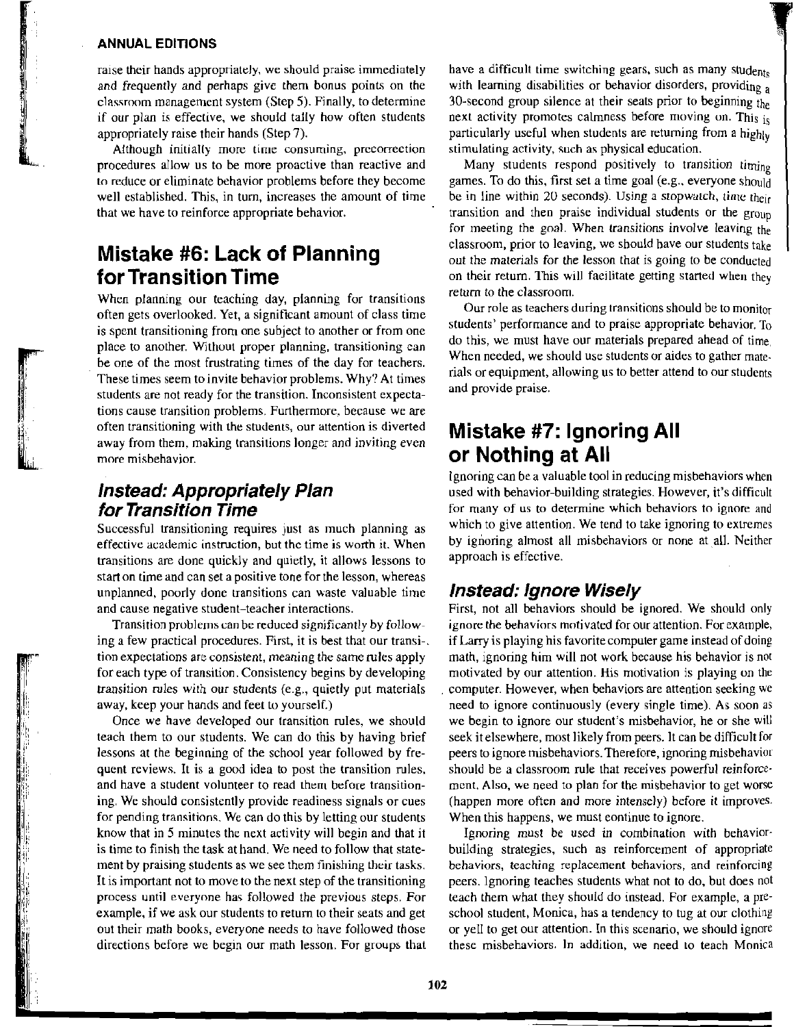raise their hands appropriately, we should praise immediately and frequently and perhaps give them bonus points on the classroom management system (Step 5). Finally, to determine if our plan is effective, we should tally how often students appropriately raise their hands (Step 7).

Although initially more time consuming, precorrection procedures allow us to be more proactive than reactive and to reduce or eliminate behavior problems before they become well established. This, in turn, increases the amount of time that we have to reinforce appropriate behavior.

## Mistake #6: Lack of Planning for Transition Time

When planning our teaching day, planning for transitions often gets overlooked. Yet, a significant amount of class time is spent transitioning from one subject to another or from one place to another. Without proper planning, transitioning can be one of the most frustrating times of the day for teachers. These times seem to invite behavior problems. Why? At times students are not ready for the transition. Inconsistent expectations cause transition problems. Furthermore, because we are often transitioning with the students, our attention is diverted away from them, making transitions longer and inviting even more misbehavior.

### *Instead: Appropriately Plan for Transition Time*

Successful transitioning requires just as much planning as effective academic instruction, but the time is worth it. When transitions are done quickly and quietly, it allows lessons to start on time and can set a positive tone for the lesson, whereas unplanned, poorly done transitions can waste valuable time and cause negative student–teacher interactions.

Transition problems can be reduced significantly by following a few practical procedures. First, it is best that our transition expectations are consistent, meaning the same rules apply for each type of transition. Consistency begins by developing transition rules with our students (e.g., quietly put materials away, keep your hands and feet to yourself.)

Once we have developed our transition rules, we should teach them to our students. We can do this by having brief lessons at the beginning of the school year followed by frequent reviews. It is a good idea to post the transition rules, and have a student volunteer to read them before transitioning. We should consistently provide readiness signals or cues for pending transitions. We can do this by letting our students know that in 5 minutes the next activity will begin and that it is time to finish the task at hand. We need to follow that statement by praising students as we see them finishing their tasks. It is important not to move to the next step of the transitioning process until everyone has followed the previous steps. For example, if we ask our students to return to their seats and get out their math books, everyone needs to have followed those directions before we begin our math lesson. For groups that have a difficult time switching gears, such as many students with learning disabilities or behavior disorders, providing a 30-second group silence at their seats prior to beginning the next activity promotes calmness before moving on. This is particularly useful when students are returning from a highly stimulating activity, such as physical education.

Many students respond positively to transition timing games. To do this, first set a time goal (e.g., everyone should be in line within 20 seconds). Using a stopwatch, time their transition and then praise individual students or the group for meeting the goal. When transitions involve leaving the classroom, prior to leaving, we should have our students take out the materials for the lesson that is going to be conducted on their return. This will facilitate getting started when they return to the classroom.

Our role as teachers during transitions should be to monitor students' performance and to praise appropriate behavior. To do this, we must have our materials prepared ahead of time. When needed, we should use students or aides to gather materials or equipment, allowing us to better attend to our students and provide praise.

## Mistake #7: Ignoring All or Nothing at All

Ignoring can be a valuable tool in reducing misbehaviors when used with behavior-building strategies. However, it's difficult for many of us to determine which behaviors to ignore and which to give attention. We tend to take ignoring to extremes by ignoring almost all misbehaviors or none at all. Neither approach is effective.

### *Instead: Ignore Wisely*

First, not all behaviors should be ignored. We should only ignore the behaviors motivated for our attention. For example, if Larry is playing his favorite computer game instead of doing math, ignoring him will not work because his behavior is not motivated by our attention. His motivation is playing on the computer. However, when behaviors are attention seeking we need to ignore continuously (every single time). As soon as we begin to ignore our student's misbehavior, he or she will seek it elsewhere, most likely from peers. It can be difficult for peers to ignore misbehaviors. Therefore, ignoring misbehavior should be a classroom rule that receives powerful reinforcement. Also, we need to plan for the misbehavior to get worse (happen more often and more intensely) before it improves. When this happens, we must continue to ignore.

Ignoring must be used in combination with behavior-building strategies, such as reinforcement of appropriate behaviors, teaching replacement behaviors, and reinforcing peers. Ignoring teaches students what not to do, but does not teach them what they should do instead. For example, a preschool student, Monica, has a tendency to tug at our clothing or yell to get our attention. In this scenario, we should ignore these misbehaviors. In addition, we need to teach Monica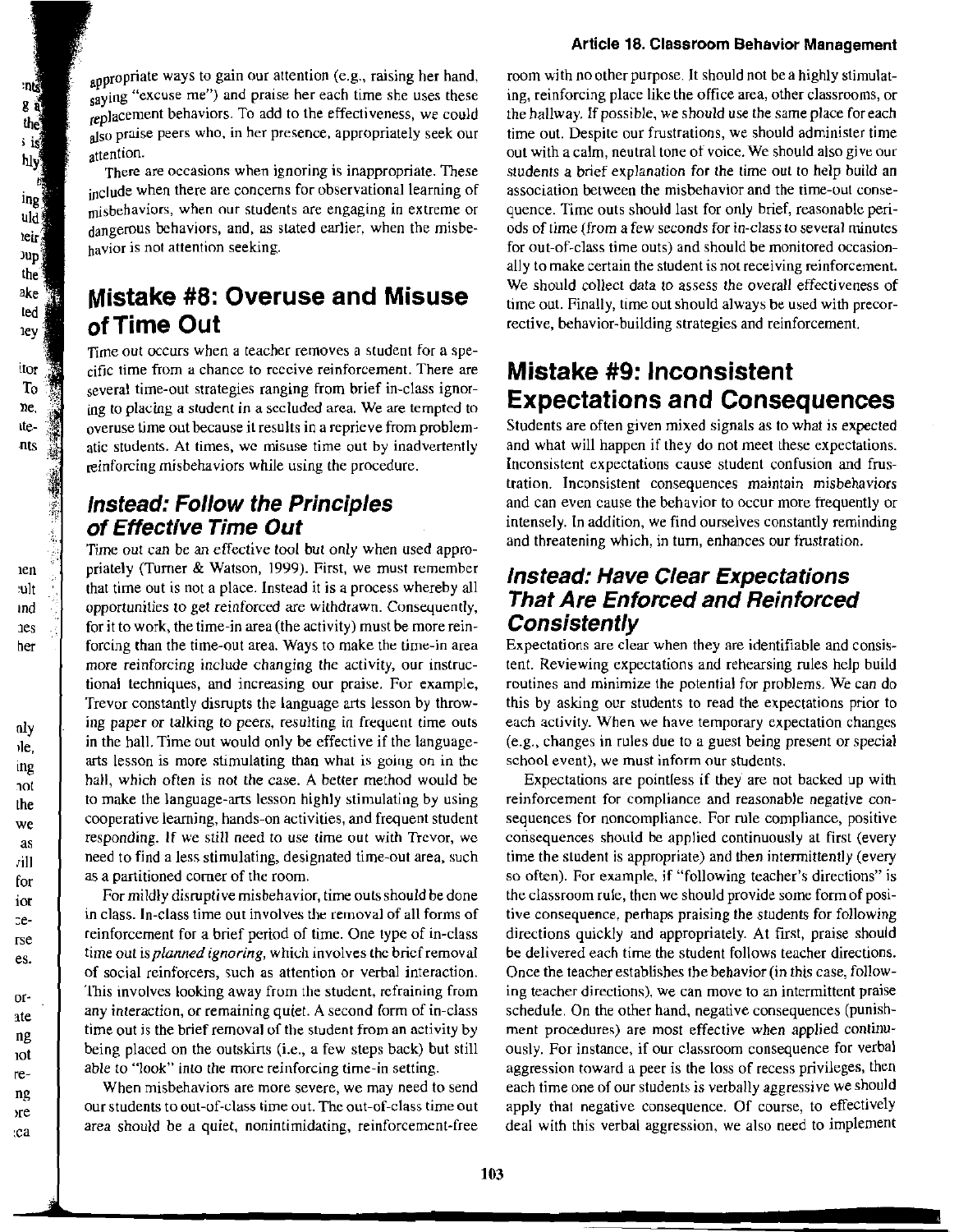appropriate ways to gain our attention (e.g., raising her hand, saying "excuse me") and praise her each time she uses these replacement behaviors. To add to the effectiveness, we could also praise peers who, in her presence, appropriately seek our attention.

There are occasions when ignoring is inappropriate. These include when there are concerns for observational learning of misbehaviors, when our students are engaging in extreme or dangerous behaviors, and, as stated earlier, when the misbehavior is not attention seeking.

## Mistake #8: Overuse and Misuse of Time Out

Time out occurs when a teacher removes a student for a specific time from a chance to receive reinforcement. There are several time-out strategies ranging from brief in-class ignoring to placing a student in a secluded area. We are tempted to overuse time out because it results in a reprieve from problematic students. At times, we misuse time out by inadvertently reinforcing misbehaviors while using the procedure.

### *Instead: Follow the Principles of Effective Time Out*

Time out can be an effective tool but only when used appropriately (Turner & Watson, 1999). First, we must remember that time out is not a place. Instead it is a process whereby all opportunities to get reinforced are withdrawn. Consequently, for it to work, the time-in area (the activity) must be more reinforcing than the time-out area. Ways to make the time-in area more reinforcing include changing the activity, our instructional techniques, and increasing our praise. For example, Trevor constantly disrupts the language arts lesson by throwing paper or talking to peers, resulting in frequent time outs in the hall. Time out would only be effective if the language-arts lesson is more stimulating than what is going on in the hall, which often is not the case. A better method would be to make the language-arts lesson highly stimulating by using cooperative learning, hands-on activities, and frequent student responding. If we still need to use time out with Trevor, we need to find a less stimulating, designated time-out area, such as a partitioned corner of the room.

For mildly disruptive misbehavior, time outs should be done in class. In-class time out involves the removal of all forms of reinforcement for a brief period of time. One type of in-class time out is *planned ignoring*, which involves the brief removal of social reinforcers, such as attention or verbal interaction. This involves looking away from the student, refraining from any interaction, or remaining quiet. A second form of in-class time out is the brief removal of the student from an activity by being placed on the outskirts (i.e., a few steps back) but still able to "look" into the more reinforcing time-in setting.

When misbehaviors are more severe, we may need to send our students to out-of-class time out. The out-of-class time out area should be a quiet, nonintimidating, reinforcement-free room with no other purpose. It should not be a highly stimulating, reinforcing place like the office area, other classrooms, or the hallway. If possible, we should use the same place for each time out. Despite our frustrations, we should administer time out with a calm, neutral tone of voice. We should also give our students a brief explanation for the time out to help build an association between the misbehavior and the time-out consequence. Time outs should last for only brief, reasonable periods of time (from a few seconds for in-class to several minutes for out-of-class time outs) and should be monitored occasionally to make certain the student is not receiving reinforcement. We should collect data to assess the overall effectiveness of time out. Finally, time out should always be used with precorrective, behavior-building strategies and reinforcement.

## Mistake #9: Inconsistent Expectations and Consequences

Students are often given mixed signals as to what is expected and what will happen if they do not meet these expectations. Inconsistent expectations cause student confusion and frustration. Inconsistent consequences maintain misbehaviors and can even cause the behavior to occur more frequently or intensely. In addition, we find ourselves constantly reminding and threatening which, in turn, enhances our frustration.

### *Instead: Have Clear Expectations That Are Enforced and Reinforced Consistently*

Expectations are clear when they are identifiable and consistent. Reviewing expectations and rehearsing rules help build routines and minimize the potential for problems. We can do this by asking our students to read the expectations prior to each activity. When we have temporary expectation changes (e.g., changes in rules due to a guest being present or special school event), we must inform our students.

Expectations are pointless if they are not backed up with reinforcement for compliance and reasonable negative consequences for noncompliance. For rule compliance, positive consequences should be applied continuously at first (every time the student is appropriate) and then intermittently (every so often). For example, if "following teacher's directions" is the classroom rule, then we should provide some form of positive consequence, perhaps praising the students for following directions quickly and appropriately. At first, praise should be delivered each time the student follows teacher directions. Once the teacher establishes the behavior (in this case, following teacher directions), we can move to an intermittent praise schedule. On the other hand, negative consequences (punishment procedures) are most effective when applied continuously. For instance, if our classroom consequence for verbal aggression toward a peer is the loss of recess privileges, then each time one of our students is verbally aggressive we should apply that negative consequence. Of course, to effectively deal with this verbal aggression, we also need to implement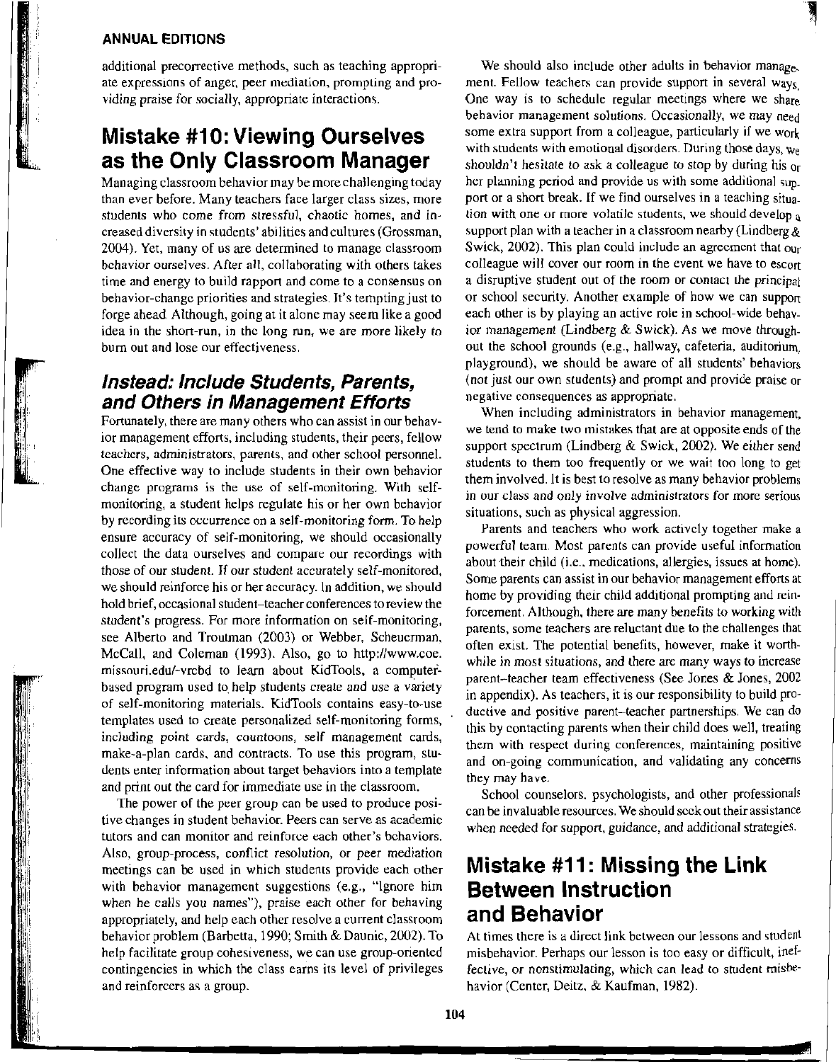additional precorrective methods, such as teaching appropriate expressions of anger, peer mediation, prompting and providing praise for socially, appropriate interactions.

## Mistake #10: Viewing Ourselves as the Only Classroom Manager

Managing classroom behavior may be more challenging today than ever before. Many teachers face larger class sizes, more students who come from stressful, chaotic homes, and increased diversity in students' abilities and cultures (Grossman, 2004). Yet, many of us are determined to manage classroom behavior ourselves. After all, collaborating with others takes time and energy to build rapport and come to a consensus on behavior-change priorities and strategies. It's tempting just to forge ahead. Although, going at it alone may seem like a good idea in the short-run, in the long run, we are more likely to burn out and lose our effectiveness.

### *Instead: Include Students, Parents, and Others in Management Efforts*

Fortunately, there are many others who can assist in our behavior management efforts, including students, their peers, fellow teachers, administrators, parents, and other school personnel. One effective way to include students in their own behavior change programs is the use of self-monitoring. With self-monitoring, a student helps regulate his or her own behavior by recording its occurrence on a self-monitoring form. To help ensure accuracy of self-monitoring, we should occasionally collect the data ourselves and compare our recordings with those of our student. If our student accurately self-monitored, we should reinforce his or her accuracy. In addition, we should hold brief, occasional student–teacher conferences to review the student's progress. For more information on self-monitoring, see Alberto and Troutman (2003) or Webber, Scheuerman, McCall, and Coleman (1993). Also, go to http://www.coe.missouri.edu/~vrcbd to learn about KidTools, a computer-based program used to help students create and use a variety of self-monitoring materials. KidTools contains easy-to-use templates used to create personalized self-monitoring forms, including point cards, countoons, self management cards, make-a-plan cards, and contracts. To use this program, students enter information about target behaviors into a template and print out the card for immediate use in the classroom.

The power of the peer group can be used to produce positive changes in student behavior. Peers can serve as academic tutors and can monitor and reinforce each other's behaviors. Also, group-process, conflict resolution, or peer mediation meetings can be used in which students provide each other with behavior management suggestions (e.g., "Ignore him when he calls you names"), praise each other for behaving appropriately, and help each other resolve a current classroom behavior problem (Barbetta, 1990; Smith & Daunic, 2002). To help facilitate group cohesiveness, we can use group-oriented contingencies in which the class earns its level of privileges and reinforcers as a group.

We should also include other adults in behavior management. Fellow teachers can provide support in several ways. One way is to schedule regular meetings where we share behavior management solutions. Occasionally, we may need some extra support from a colleague, particularly if we work with students with emotional disorders. During those days, we shouldn't hesitate to ask a colleague to stop by during his or her planning period and provide us with some additional support or a short break. If we find ourselves in a teaching situation with one or more volatile students, we should develop a support plan with a teacher in a classroom nearby (Lindberg & Swick, 2002). This plan could include an agreement that our colleague will cover our room in the event we have to escort a disruptive student out of the room or contact the principal or school security. Another example of how we can support each other is by playing an active role in school-wide behavior management (Lindberg & Swick). As we move throughout the school grounds (e.g., hallway, cafeteria, auditorium, playground), we should be aware of all students' behaviors (not just our own students) and prompt and provide praise or negative consequences as appropriate.

When including administrators in behavior management, we tend to make two mistakes that are at opposite ends of the support spectrum (Lindberg & Swick, 2002). We either send students to them too frequently or we wait too long to get them involved. It is best to resolve as many behavior problems in our class and only involve administrators for more serious situations, such as physical aggression.

Parents and teachers who work actively together make a powerful team. Most parents can provide useful information about their child (i.e., medications, allergies, issues at home). Some parents can assist in our behavior management efforts at home by providing their child additional prompting and reinforcement. Although, there are many benefits to working with parents, some teachers are reluctant due to the challenges that often exist. The potential benefits, however, make it worthwhile in most situations, and there are many ways to increase parent–teacher team effectiveness (See Jones & Jones, 2002 in appendix). As teachers, it is our responsibility to build productive and positive parent–teacher partnerships. We can do this by contacting parents when their child does well, treating them with respect during conferences, maintaining positive and on-going communication, and validating any concerns they may have.

School counselors, psychologists, and other professionals can be invaluable resources. We should seek out their assistance when needed for support, guidance, and additional strategies.

## Mistake #11: Missing the Link Between Instruction and Behavior

At times there is a direct link between our lessons and student misbehavior. Perhaps our lesson is too easy or difficult, ineffective, or nonstimulating, which can lead to student misbehavior (Center, Deitz, & Kaufman, 1982).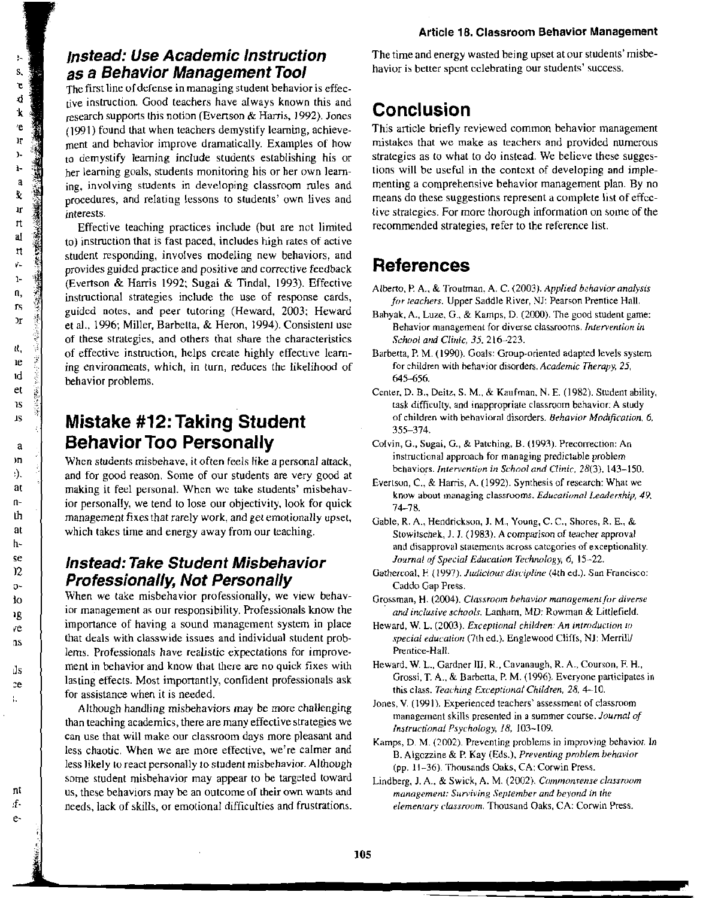### Instead: Use Academic Instruction as a Behavior Management Tool

The first line of defense in managing student behavior is effective instruction. Good teachers have always known this and research supports this notion (Evertson & Harris, 1992). Jones (1991) found that when teachers demystify learning, achievement and behavior improve dramatically. Examples of how to demystify learning include students establishing his or her learning goals, students monitoring his or her own learning, involving students in developing classroom rules and procedures, and relating lessons to students' own lives and interests.

Effective teaching practices include (but are not limited to) instruction that is fast paced, includes high rates of active student responding, involves modeling new behaviors, and provides guided practice and positive and corrective feedback (Evertson & Harris 1992; Sugai & Tindal, 1993). Effective instructional strategies include the use of response cards, guided notes, and peer tutoring (Heward, 2003; Heward et al., 1996; Miller, Barbetta, & Heron, 1994). Consistent use of these strategies, and others that share the characteristics of effective instruction, helps create highly effective learning environments, which, in turn, reduces the likelihood of behavior problems.

## Mistake #12: Taking Student Behavior Too Personally

When students misbehave, it often feels like a personal attack, and for good reason. Some of our students are very good at making it feel personal. When we take students' misbehavior personally, we tend to lose our objectivity, look for quick management fixes that rarely work, and get emotionally upset, which takes time and energy away from our teaching.

### Instead: Take Student Misbehavior Professionally, Not Personally

When we take misbehavior professionally, we view behavior management as our responsibility. Professionals know the importance of having a sound management system in place that deals with classwide issues and individual student problems. Professionals have realistic expectations for improvement in behavior and know that there are no quick fixes with lasting effects. Most importantly, confident professionals ask for assistance when it is needed.

Although handling misbehaviors may be more challenging than teaching academics, there are many effective strategies we can use that will make our classroom days more pleasant and less chaotic. When we are more effective, we're calmer and less likely to react personally to student misbehavior. Although some student misbehavior may appear to be targeted toward us, these behaviors may be an outcome of their own wants and needs, lack of skills, or emotional difficulties and frustrations. The time and energy wasted being upset at our students' misbehavior is better spent celebrating our students' success.

## Conclusion

This article briefly reviewed common behavior management mistakes that we make as teachers and provided numerous strategies as to what to do instead. We believe these suggestions will be useful in the context of developing and implementing a comprehensive behavior management plan. By no means do these suggestions represent a complete list of effective strategies. For more thorough information on some of the recommended strategies, refer to the reference list.

## References

Alberto, P. A., & Troutman, A. C. (2003). *Applied behavior analysis for teachers.* Upper Saddle River, NJ: Pearson Prentice Hall.

Babyak, A., Luze, G., & Kamps, D. (2000). The good student game: Behavior management for diverse classrooms. *Intervention in School and Clinic, 35,* 216–223.

Barbetta, P. M. (1990). Goals: Group-oriented adapted levels system for children with behavior disorders. *Academic Therapy, 25,* 645–656.

Center, D. B., Deitz, S. M., & Kaufman, N. E. (1982). Student ability, task difficulty, and inappropriate classroom behavior: A study of children with behavioral disorders. *Behavior Modification, 6,* 355–374.

Colvin, G., Sugai, G., & Patching, B. (1993). Precorrection: An instructional approach for managing predictable problem behaviors. *Intervention in School and Clinic, 28*(3), 143–150.

Evertson, C., & Harris, A. (1992). Synthesis of research: What we know about managing classrooms. *Educational Leadership, 49,* 74–78.

Gable, R. A., Hendrickson, J. M., Young, C. C., Shores, R. E., & Stowitschek, J. J. (1983). A comparison of teacher approval and disapproval statements across categories of exceptionality. *Journal of Special Education Technology, 6,* 15–22.

Gathercoal, F. (1997). *Judicious discipline* (4th ed.). San Francisco: Caddo Gap Press.

Grossman, H. (2004). *Classroom behavior management for diverse and inclusive schools.* Lanham, MD: Rowman & Littlefield.

Heward, W. L. (2003). *Exceptional children: An introduction to special education* (7th ed.). Englewood Cliffs, NJ: Merrill/Prentice-Hall.

Heward, W. L., Gardner III, R., Cavanaugh, R. A., Courson, F. H., Grossi, T. A., & Barbetta, P. M. (1996). Everyone participates in this class. *Teaching Exceptional Children, 28,* 4–10.

Jones, V. (1991). Experienced teachers' assessment of classroom management skills presented in a summer course. *Journal of Instructional Psychology, 18,* 103–109.

Kamps, D. M. (2002). Preventing problems in improving behavior. In B. Algozzine & P. Kay (Eds.), *Preventing problem behavior* (pp. 11–36). Thousands Oaks, CA: Corwin Press.

Lindberg, J. A., & Swick, A. M. (2002). *Commonsense classroom management: Surviving September and beyond in the elementary classroom.* Thousand Oaks, CA: Corwin Press.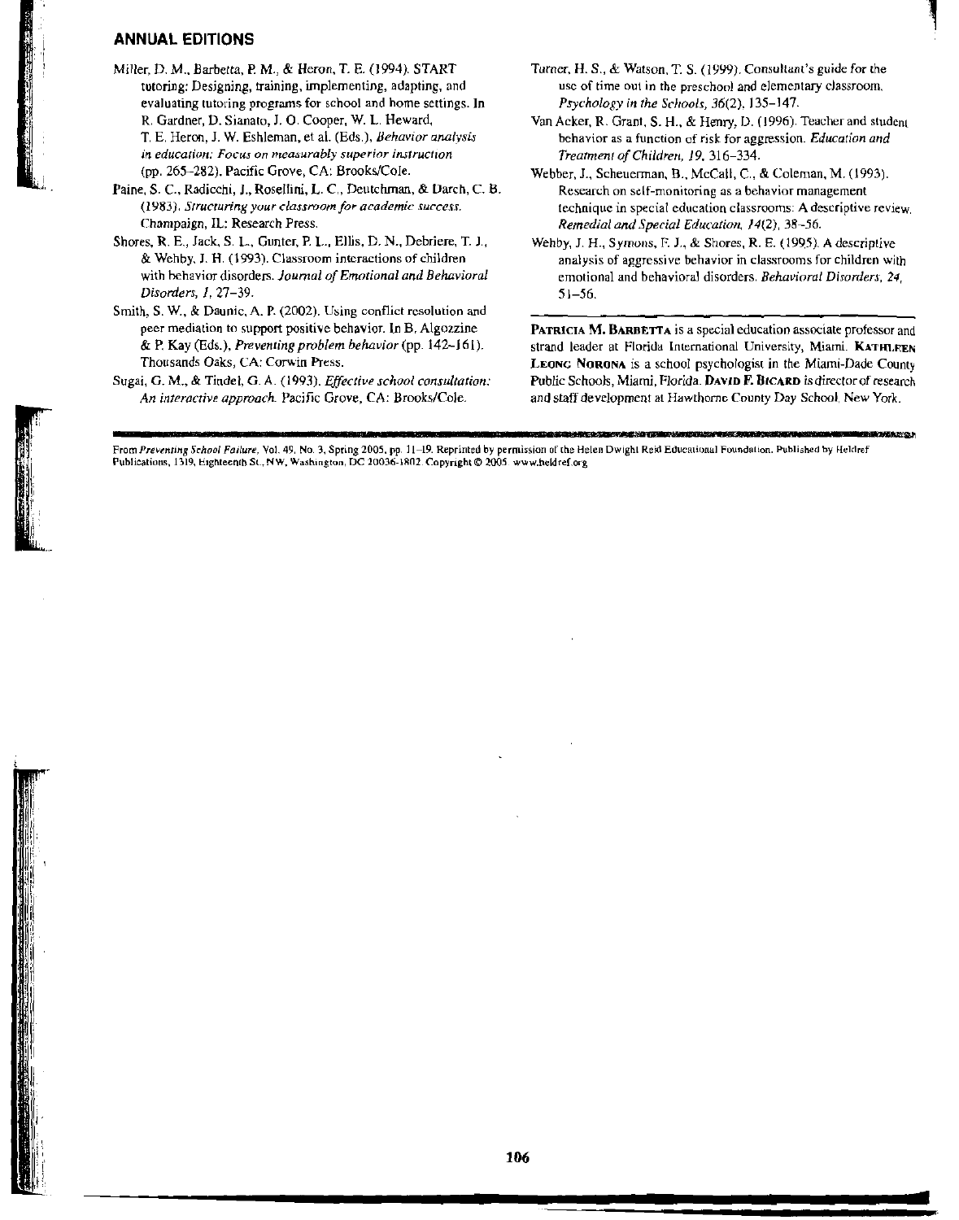Miller, D. M., Barbetta, P. M., & Heron, T. E. (1994). START tutoring: Designing, training, implementing, adapting, and evaluating tutoring programs for school and home settings. In R. Gardner, D. Sianato, J. O. Cooper, W. L. Heward, T. E. Heron, J. W. Eshleman, et al. (Eds.), *Behavior analysis in education: Focus on measurably superior instruction* (pp. 265–282). Pacific Grove, CA: Brooks/Cole.

Paine, S. C., Radicchi, J., Rosellini, L. C., Deutchman, & Darch, C. B. (1983). *Structuring your classroom for academic success.* Champaign, IL: Research Press.

Shores, R. E., Jack, S. L., Gunter, P. L., Ellis, D. N., Debriere, T. J., & Wehby, J. H. (1993). Classroom interactions of children with behavior disorders. *Journal of Emotional and Behavioral Disorders, 1,* 27–39.

Smith, S. W., & Daunic, A. P. (2002). Using conflict resolution and peer mediation to support positive behavior. In B. Algozzine & P. Kay (Eds.), *Preventing problem behavior* (pp. 142–161). Thousands Oaks, CA: Corwin Press.

Sugai, G. M., & Tindel, G. A. (1993). *Effective school consultation: An interactive approach.* Pacific Grove, CA: Brooks/Cole.

Turner, H. S., & Watson, T. S. (1999). Consultant's guide for the use of time out in the preschool and elementary classroom. *Psychology in the Schools, 36*(2), 135–147.

Van Acker, R. Grant, S. H., & Henry, D. (1996). Teacher and student behavior as a function of risk for aggression. *Education and Treatment of Children, 19,* 316–334.

Webber, J., Scheuerman, B., McCall, C., & Coleman, M. (1993). Research on self-monitoring as a behavior management technique in special education classrooms: A descriptive review. *Remedial and Special Education, 14*(2), 38–56.

Wehby, J. H., Symons, F. J., & Shores, R. E. (1995). A descriptive analysis of aggressive behavior in classrooms for children with emotional and behavioral disorders. *Behavioral Disorders, 24,* 51–56.

---

**Patricia M. Barbetta** is a special education associate professor and strand leader at Florida International University, Miami. **Kathleen Leong Norona** is a school psychologist in the Miami-Dade County Public Schools, Miami, Florida. **David F. Bicard** is director of research and staff development at Hawthorne County Day School, New York.

From *Preventing School Failure*, Vol. 49, No. 3, Spring 2005, pp. 11–19. Reprinted by permission of the Helen Dwight Reid Educational Foundation. Published by Heldref Publications, 1319, Eighteenth St., NW, Washington, DC 20036-1802. Copyright © 2005 www.heldref.org